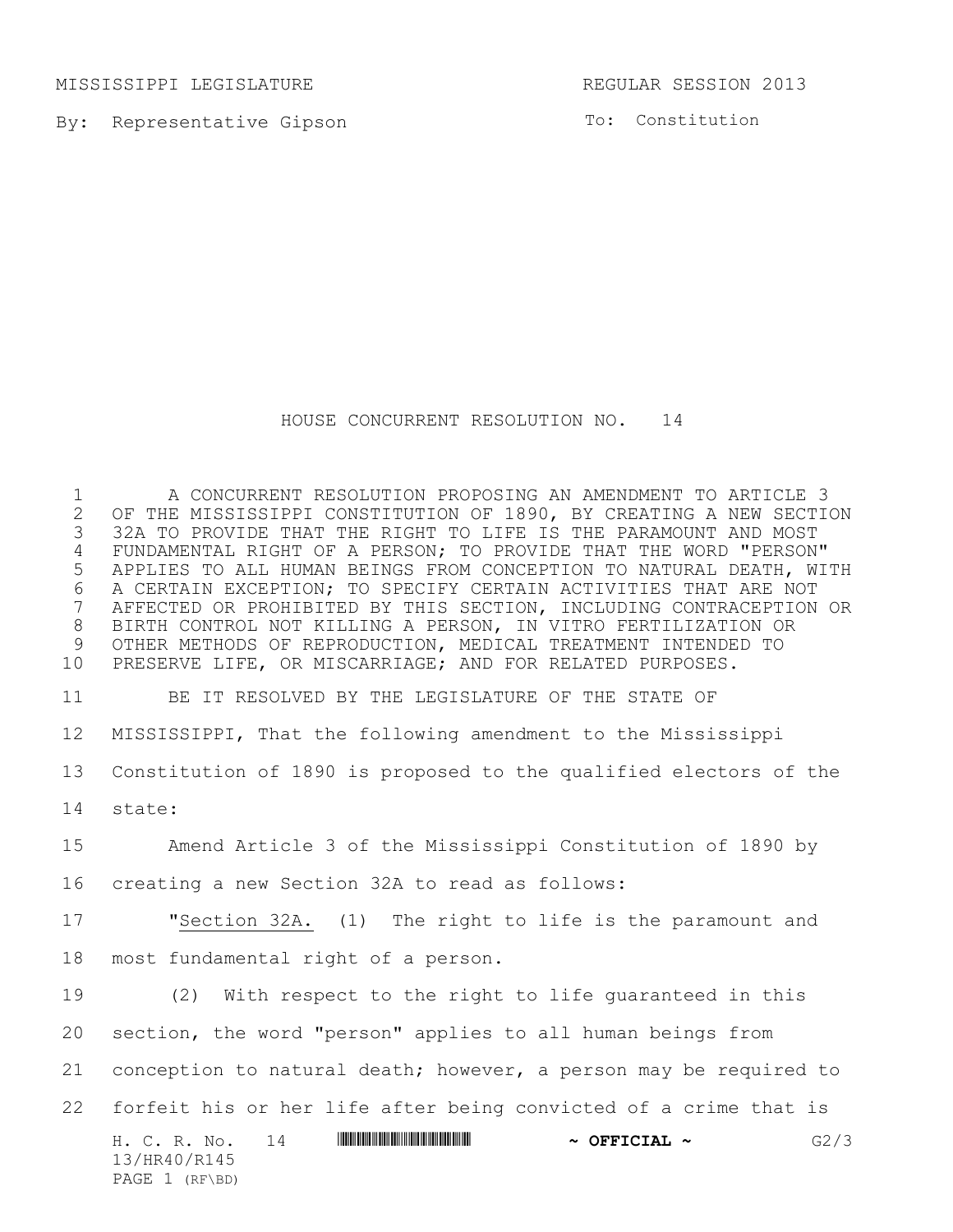MISSISSIPPI LEGISLATURE REGULAR SESSION 2013

By: Representative Gipson

To: Constitution

# HOUSE CONCURRENT RESOLUTION NO. 14

A CONCURRENT RESOLUTION PROPOSING AN AMENDMENT TO ARTICLE 3 OF THE MISSISSIPPI CONSTITUTION OF 1890, BY CREATING A NEW SECTION 32A TO PROVIDE THAT THE RIGHT TO LIFE IS THE PARAMOUNT AND MOST FUNDAMENTAL RIGHT OF A PERSON; TO PROVIDE THAT THE WORD "PERSON" APPLIES TO ALL HUMAN BEINGS FROM CONCEPTION TO NATURAL DEATH, WITH A CERTAIN EXCEPTION; TO SPECIFY CERTAIN ACTIVITIES THAT ARE NOT AFFECTED OR PROHIBITED BY THIS SECTION, INCLUDING CONTRACEPTION OR BIRTH CONTROL NOT KILLING A PERSON, IN VITRO FERTILIZATION OR OTHER METHODS OF REPRODUCTION, MEDICAL TREATMENT INTENDED TO PRESERVE LIFE, OR MISCARRIAGE; AND FOR RELATED PURPOSES.

BE IT RESOLVED BY THE LEGISLATURE OF THE STATE OF MISSISSIPPI, That the following amendment to the Mississippi Constitution of 1890 is proposed to the qualified electors of the state:

Amend Article 3 of the Mississippi Constitution of 1890 by creating a new Section 32A to read as follows:

"Section 32A. (1) The right to life is the paramount and most fundamental right of a person.

(2) With respect to the right to life guaranteed in this section, the word "person" applies to all human beings from conception to natural death; however, a person may be required to forfeit his or her life after being convicted of a crime that is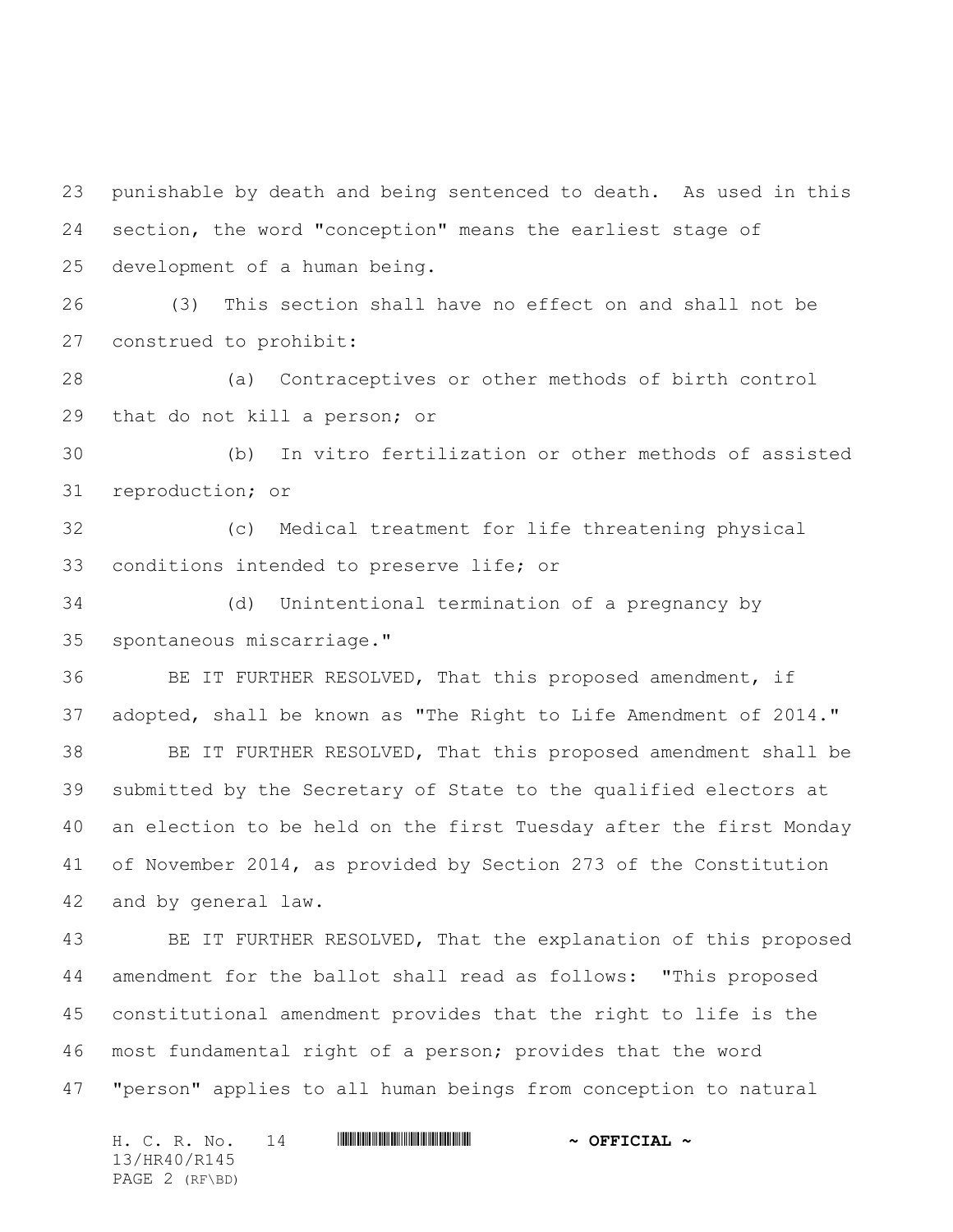punishable by death and being sentenced to death. As used in this section, the word "conception" means the earliest stage of development of a human being.

(3) This section shall have no effect on and shall not be construed to prohibit:

(a) Contraceptives or other methods of birth control that do not kill a person; or

(b) In vitro fertilization or other methods of assisted reproduction; or

(c) Medical treatment for life threatening physical conditions intended to preserve life; or

(d) Unintentional termination of a pregnancy by spontaneous miscarriage."

BE IT FURTHER RESOLVED, That this proposed amendment, if adopted, shall be known as "The Right to Life Amendment of 2014."

BE IT FURTHER RESOLVED, That this proposed amendment shall be submitted by the Secretary of State to the qualified electors at an election to be held on the first Tuesday after the first Monday of November 2014, as provided by Section 273 of the Constitution and by general law.

BE IT FURTHER RESOLVED, That the explanation of this proposed amendment for the ballot shall read as follows: "This proposed constitutional amendment provides that the right to life is the most fundamental right of a person; provides that the word "person" applies to all human beings from conception to natural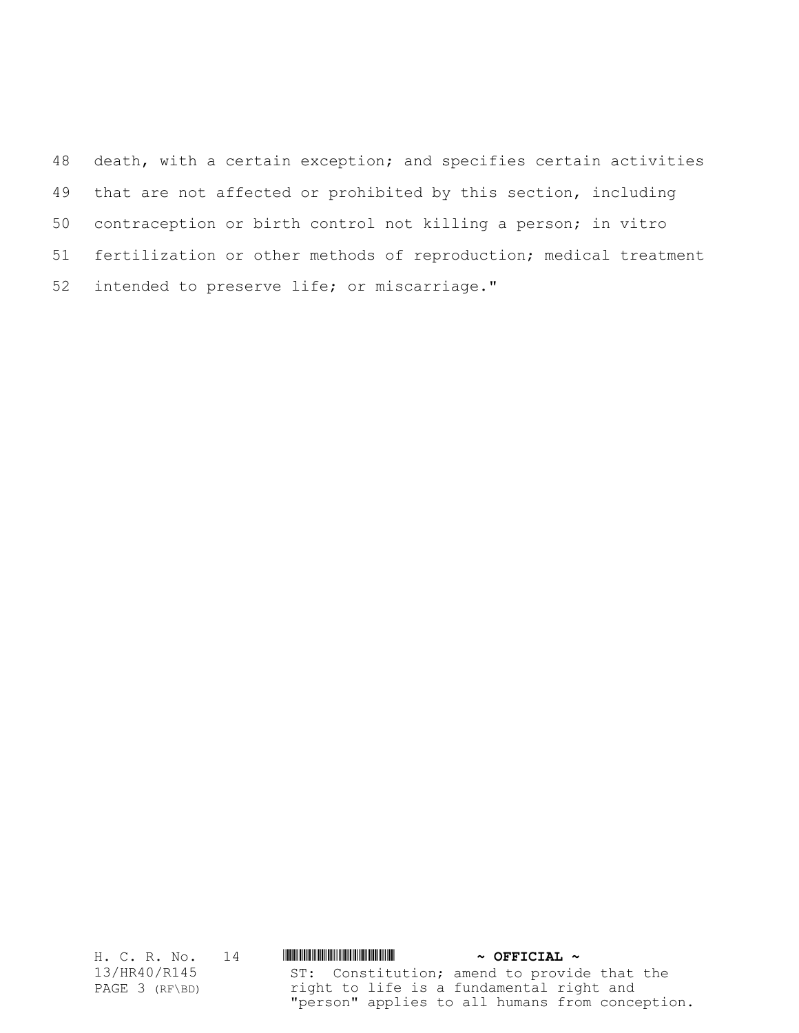death, with a certain exception; and specifies certain activities that are not affected or prohibited by this section, including contraception or birth control not killing a person; in vitro fertilization or other methods of reproduction; medical treatment intended to preserve life; or miscarriage."